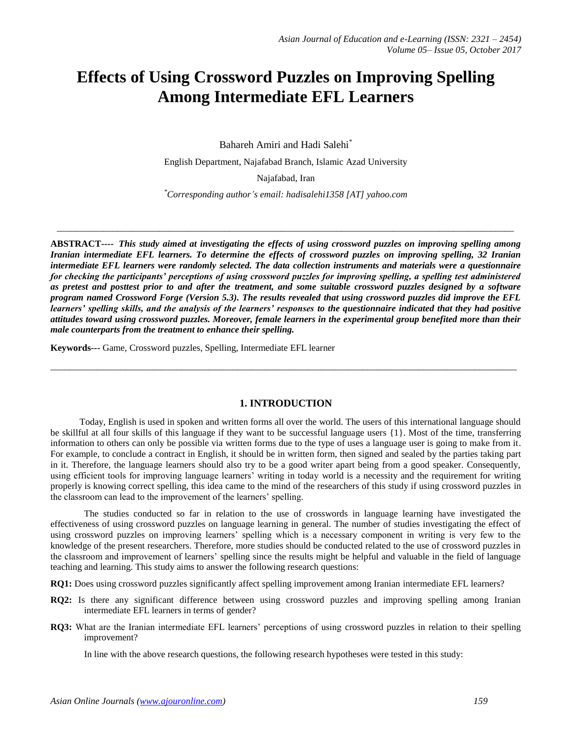# Effects of Using Crossword Puzzles on Improving Spelling Among Intermediate EFL Learners

Bahareh Amiri and Hadi Salehi[*]

English Department, Najafabad Branch, Islamic Azad University

Najafabad, Iran

[*]*Corresponding author's email: hadisalehi1358 [AT] yahoo.com*

---

**ABSTRACT----** ***This study aimed at investigating the effects of using crossword puzzles on improving spelling among Iranian intermediate EFL learners. To determine the effects of crossword puzzles on improving spelling, 32 Iranian intermediate EFL learners were randomly selected. The data collection instruments and materials were a questionnaire for checking the participants' perceptions of using crossword puzzles for improving spelling, a spelling test administered as pretest and posttest prior to and after the treatment, and some suitable crossword puzzles designed by a software program named Crossword Forge (Version 5.3). The results revealed that using crossword puzzles did improve the EFL learners' spelling skills, and the analysis of the learners' responses to the questionnaire indicated that they had positive attitudes toward using crossword puzzles. Moreover, female learners in the experimental group benefited more than their male counterparts from the treatment to enhance their spelling.***

**Keywords---** Game, Crossword puzzles, Spelling, Intermediate EFL learner

---

## 1. INTRODUCTION

Today, English is used in spoken and written forms all over the world. The users of this international language should be skillful at all four skills of this language if they want to be successful language users {1}. Most of the time, transferring information to others can only be possible via written forms due to the type of uses a language user is going to make from it. For example, to conclude a contract in English, it should be in written form, then signed and sealed by the parties taking part in it. Therefore, the language learners should also try to be a good writer apart being from a good speaker. Consequently, using efficient tools for improving language learners' writing in today world is a necessity and the requirement for writing properly is knowing correct spelling, this idea came to the mind of the researchers of this study if using crossword puzzles in the classroom can lead to the improvement of the learners' spelling.

The studies conducted so far in relation to the use of crosswords in language learning have investigated the effectiveness of using crossword puzzles on language learning in general. The number of studies investigating the effect of using crossword puzzles on improving learners' spelling which is a necessary component in writing is very few to the knowledge of the present researchers. Therefore, more studies should be conducted related to the use of crossword puzzles in the classroom and improvement of learners' spelling since the results might be helpful and valuable in the field of language teaching and learning. This study aims to answer the following research questions:

**RQ1:** Does using crossword puzzles significantly affect spelling improvement among Iranian intermediate EFL learners?

**RQ2:** Is there any significant difference between using crossword puzzles and improving spelling among Iranian intermediate EFL learners in terms of gender?

**RQ3:** What are the Iranian intermediate EFL learners' perceptions of using crossword puzzles in relation to their spelling improvement?

In line with the above research questions, the following research hypotheses were tested in this study: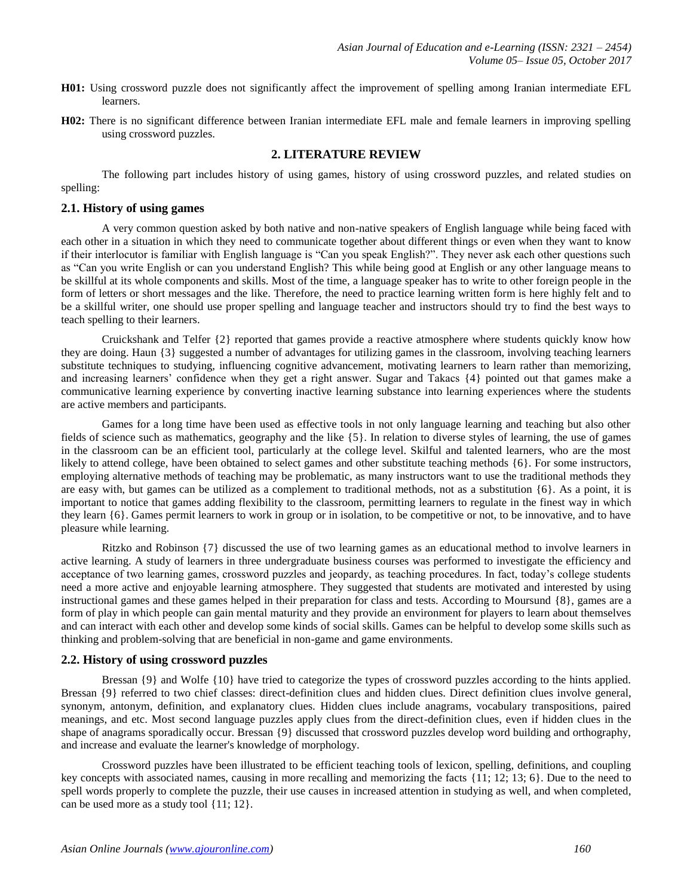**H01:** Using crossword puzzle does not significantly affect the improvement of spelling among Iranian intermediate EFL learners.

**H02:** There is no significant difference between Iranian intermediate EFL male and female learners in improving spelling using crossword puzzles.

## 2. LITERATURE REVIEW

The following part includes history of using games, history of using crossword puzzles, and related studies on spelling:

### 2.1. History of using games

A very common question asked by both native and non-native speakers of English language while being faced with each other in a situation in which they need to communicate together about different things or even when they want to know if their interlocutor is familiar with English language is "Can you speak English?". They never ask each other questions such as "Can you write English or can you understand English? This while being good at English or any other language means to be skillful at its whole components and skills. Most of the time, a language speaker has to write to other foreign people in the form of letters or short messages and the like. Therefore, the need to practice learning written form is here highly felt and to be a skillful writer, one should use proper spelling and language teacher and instructors should try to find the best ways to teach spelling to their learners.

Cruickshank and Telfer {2} reported that games provide a reactive atmosphere where students quickly know how they are doing. Haun {3} suggested a number of advantages for utilizing games in the classroom, involving teaching learners substitute techniques to studying, influencing cognitive advancement, motivating learners to learn rather than memorizing, and increasing learners' confidence when they get a right answer. Sugar and Takacs {4} pointed out that games make a communicative learning experience by converting inactive learning substance into learning experiences where the students are active members and participants.

Games for a long time have been used as effective tools in not only language learning and teaching but also other fields of science such as mathematics, geography and the like {5}. In relation to diverse styles of learning, the use of games in the classroom can be an efficient tool, particularly at the college level. Skilful and talented learners, who are the most likely to attend college, have been obtained to select games and other substitute teaching methods {6}. For some instructors, employing alternative methods of teaching may be problematic, as many instructors want to use the traditional methods they are easy with, but games can be utilized as a complement to traditional methods, not as a substitution {6}. As a point, it is important to notice that games adding flexibility to the classroom, permitting learners to regulate in the finest way in which they learn {6}. Games permit learners to work in group or in isolation, to be competitive or not, to be innovative, and to have pleasure while learning.

Ritzko and Robinson {7} discussed the use of two learning games as an educational method to involve learners in active learning. A study of learners in three undergraduate business courses was performed to investigate the efficiency and acceptance of two learning games, crossword puzzles and jeopardy, as teaching procedures. In fact, today's college students need a more active and enjoyable learning atmosphere. They suggested that students are motivated and interested by using instructional games and these games helped in their preparation for class and tests. According to Moursund {8}, games are a form of play in which people can gain mental maturity and they provide an environment for players to learn about themselves and can interact with each other and develop some kinds of social skills. Games can be helpful to develop some skills such as thinking and problem-solving that are beneficial in non-game and game environments.

### 2.2. History of using crossword puzzles

Bressan {9} and Wolfe {10} have tried to categorize the types of crossword puzzles according to the hints applied. Bressan {9} referred to two chief classes: direct-definition clues and hidden clues. Direct definition clues involve general, synonym, antonym, definition, and explanatory clues. Hidden clues include anagrams, vocabulary transpositions, paired meanings, and etc. Most second language puzzles apply clues from the direct-definition clues, even if hidden clues in the shape of anagrams sporadically occur. Bressan {9} discussed that crossword puzzles develop word building and orthography, and increase and evaluate the learner's knowledge of morphology.

Crossword puzzles have been illustrated to be efficient teaching tools of lexicon, spelling, definitions, and coupling key concepts with associated names, causing in more recalling and memorizing the facts {11; 12; 13; 6}. Due to the need to spell words properly to complete the puzzle, their use causes in increased attention in studying as well, and when completed, can be used more as a study tool {11; 12}.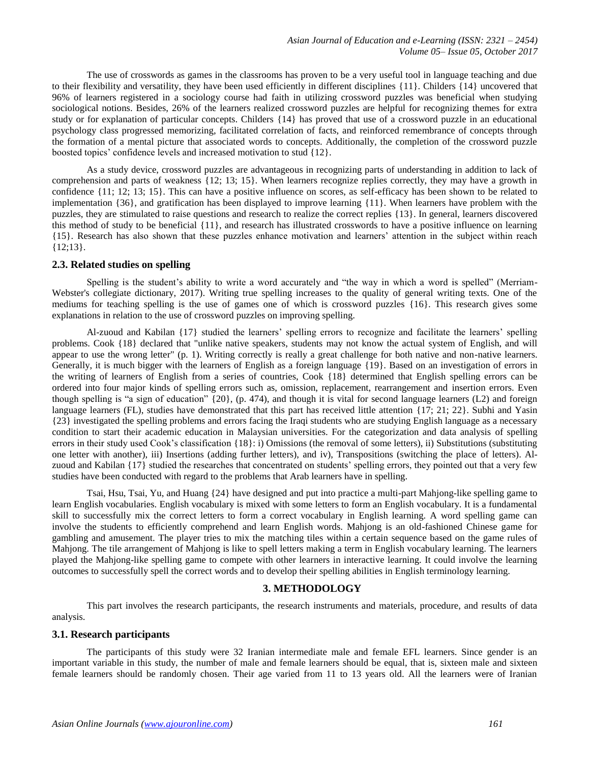The use of crosswords as games in the classrooms has proven to be a very useful tool in language teaching and due to their flexibility and versatility, they have been used efficiently in different disciplines {11}. Childers {14} uncovered that 96% of learners registered in a sociology course had faith in utilizing crossword puzzles was beneficial when studying sociological notions. Besides, 26% of the learners realized crossword puzzles are helpful for recognizing themes for extra study or for explanation of particular concepts. Childers {14} has proved that use of a crossword puzzle in an educational psychology class progressed memorizing, facilitated correlation of facts, and reinforced remembrance of concepts through the formation of a mental picture that associated words to concepts. Additionally, the completion of the crossword puzzle boosted topics' confidence levels and increased motivation to stud {12}.

As a study device, crossword puzzles are advantageous in recognizing parts of understanding in addition to lack of comprehension and parts of weakness {12; 13; 15}. When learners recognize replies correctly, they may have a growth in confidence {11; 12; 13; 15}. This can have a positive influence on scores, as self-efficacy has been shown to be related to implementation {36}, and gratification has been displayed to improve learning {11}. When learners have problem with the puzzles, they are stimulated to raise questions and research to realize the correct replies {13}. In general, learners discovered this method of study to be beneficial {11}, and research has illustrated crosswords to have a positive influence on learning {15}. Research has also shown that these puzzles enhance motivation and learners' attention in the subject within reach {12;13}.

### 2.3. Related studies on spelling

Spelling is the student's ability to write a word accurately and "the way in which a word is spelled" (Merriam-Webster's collegiate dictionary, 2017). Writing true spelling increases to the quality of general writing texts. One of the mediums for teaching spelling is the use of games one of which is crossword puzzles {16}. This research gives some explanations in relation to the use of crossword puzzles on improving spelling.

Al-zuoud and Kabilan {17} studied the learners' spelling errors to recognize and facilitate the learners' spelling problems. Cook {18} declared that "unlike native speakers, students may not know the actual system of English, and will appear to use the wrong letter" (p. 1). Writing correctly is really a great challenge for both native and non-native learners. Generally, it is much bigger with the learners of English as a foreign language {19}. Based on an investigation of errors in the writing of learners of English from a series of countries, Cook {18} determined that English spelling errors can be ordered into four major kinds of spelling errors such as, omission, replacement, rearrangement and insertion errors. Even though spelling is "a sign of education" {20}, (p. 474), and though it is vital for second language learners (L2) and foreign language learners (FL), studies have demonstrated that this part has received little attention {17; 21; 22}. Subhi and Yasin {23} investigated the spelling problems and errors facing the Iraqi students who are studying English language as a necessary condition to start their academic education in Malaysian universities. For the categorization and data analysis of spelling errors in their study used Cook's classification {18}: i) Omissions (the removal of some letters), ii) Substitutions (substituting one letter with another), iii) Insertions (adding further letters), and iv), Transpositions (switching the place of letters). Al-zuoud and Kabilan {17} studied the researches that concentrated on students' spelling errors, they pointed out that a very few studies have been conducted with regard to the problems that Arab learners have in spelling.

Tsai, Hsu, Tsai, Yu, and Huang {24} have designed and put into practice a multi-part Mahjong-like spelling game to learn English vocabularies. English vocabulary is mixed with some letters to form an English vocabulary. It is a fundamental skill to successfully mix the correct letters to form a correct vocabulary in English learning. A word spelling game can involve the students to efficiently comprehend and learn English words. Mahjong is an old-fashioned Chinese game for gambling and amusement. The player tries to mix the matching tiles within a certain sequence based on the game rules of Mahjong. The tile arrangement of Mahjong is like to spell letters making a term in English vocabulary learning. The learners played the Mahjong-like spelling game to compete with other learners in interactive learning. It could involve the learning outcomes to successfully spell the correct words and to develop their spelling abilities in English terminology learning.

## 3. METHODOLOGY

This part involves the research participants, the research instruments and materials, procedure, and results of data analysis.

### 3.1. Research participants

The participants of this study were 32 Iranian intermediate male and female EFL learners. Since gender is an important variable in this study, the number of male and female learners should be equal, that is, sixteen male and sixteen female learners should be randomly chosen. Their age varied from 11 to 13 years old. All the learners were of Iranian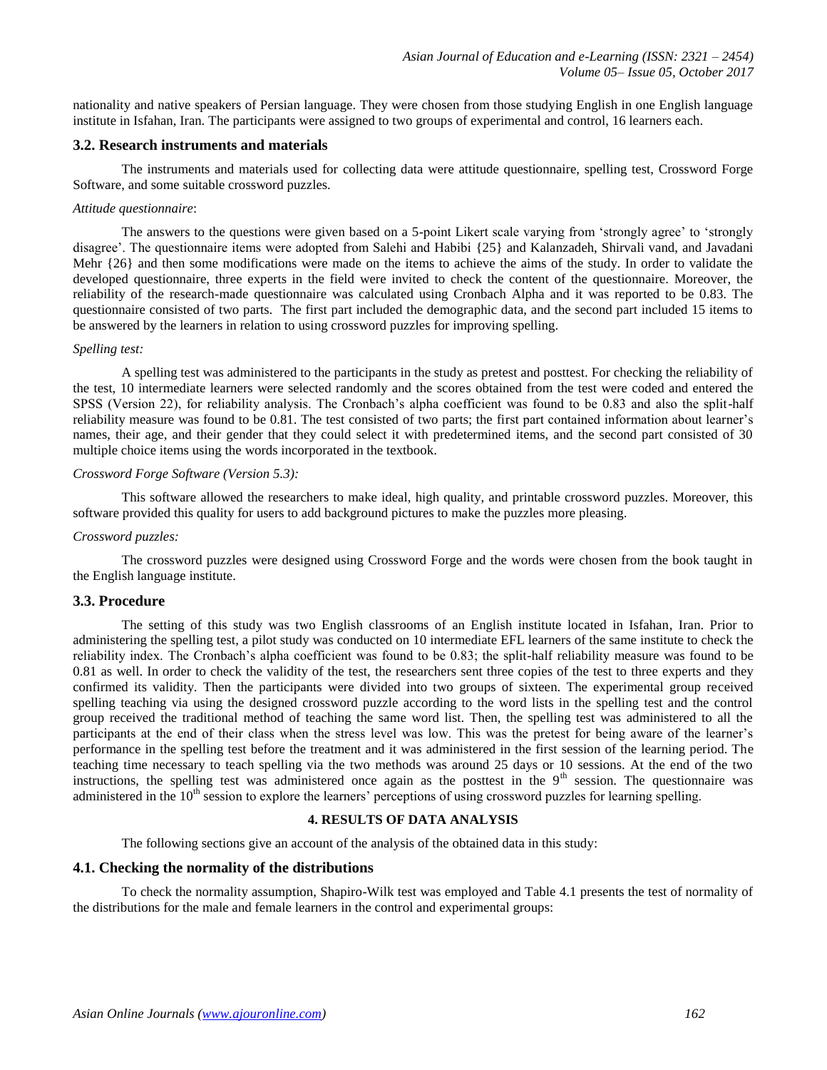nationality and native speakers of Persian language. They were chosen from those studying English in one English language institute in Isfahan, Iran. The participants were assigned to two groups of experimental and control, 16 learners each.

### 3.2. Research instruments and materials

The instruments and materials used for collecting data were attitude questionnaire, spelling test, Crossword Forge Software, and some suitable crossword puzzles.

*Attitude questionnaire*:

The answers to the questions were given based on a 5-point Likert scale varying from 'strongly agree' to 'strongly disagree'. The questionnaire items were adopted from Salehi and Habibi {25} and Kalanzadeh, Shirvali vand, and Javadani Mehr {26} and then some modifications were made on the items to achieve the aims of the study. In order to validate the developed questionnaire, three experts in the field were invited to check the content of the questionnaire. Moreover, the reliability of the research-made questionnaire was calculated using Cronbach Alpha and it was reported to be 0.83. The questionnaire consisted of two parts. The first part included the demographic data, and the second part included 15 items to be answered by the learners in relation to using crossword puzzles for improving spelling.

*Spelling test:*

A spelling test was administered to the participants in the study as pretest and posttest. For checking the reliability of the test, 10 intermediate learners were selected randomly and the scores obtained from the test were coded and entered the SPSS (Version 22), for reliability analysis. The Cronbach's alpha coefficient was found to be 0.83 and also the split-half reliability measure was found to be 0.81. The test consisted of two parts; the first part contained information about learner's names, their age, and their gender that they could select it with predetermined items, and the second part consisted of 30 multiple choice items using the words incorporated in the textbook.

*Crossword Forge Software (Version 5.3):*

This software allowed the researchers to make ideal, high quality, and printable crossword puzzles. Moreover, this software provided this quality for users to add background pictures to make the puzzles more pleasing.

*Crossword puzzles:*

The crossword puzzles were designed using Crossword Forge and the words were chosen from the book taught in the English language institute.

### 3.3. Procedure

The setting of this study was two English classrooms of an English institute located in Isfahan, Iran. Prior to administering the spelling test, a pilot study was conducted on 10 intermediate EFL learners of the same institute to check the reliability index. The Cronbach's alpha coefficient was found to be 0.83; the split-half reliability measure was found to be 0.81 as well. In order to check the validity of the test, the researchers sent three copies of the test to three experts and they confirmed its validity. Then the participants were divided into two groups of sixteen. The experimental group received spelling teaching via using the designed crossword puzzle according to the word lists in the spelling test and the control group received the traditional method of teaching the same word list. Then, the spelling test was administered to all the participants at the end of their class when the stress level was low. This was the pretest for being aware of the learner's performance in the spelling test before the treatment and it was administered in the first session of the learning period. The teaching time necessary to teach spelling via the two methods was around 25 days or 10 sessions. At the end of the two instructions, the spelling test was administered once again as the posttest in the 9th session. The questionnaire was administered in the 10th session to explore the learners' perceptions of using crossword puzzles for learning spelling.

## 4. RESULTS OF DATA ANALYSIS

The following sections give an account of the analysis of the obtained data in this study:

### 4.1. Checking the normality of the distributions

To check the normality assumption, Shapiro-Wilk test was employed and Table 4.1 presents the test of normality of the distributions for the male and female learners in the control and experimental groups: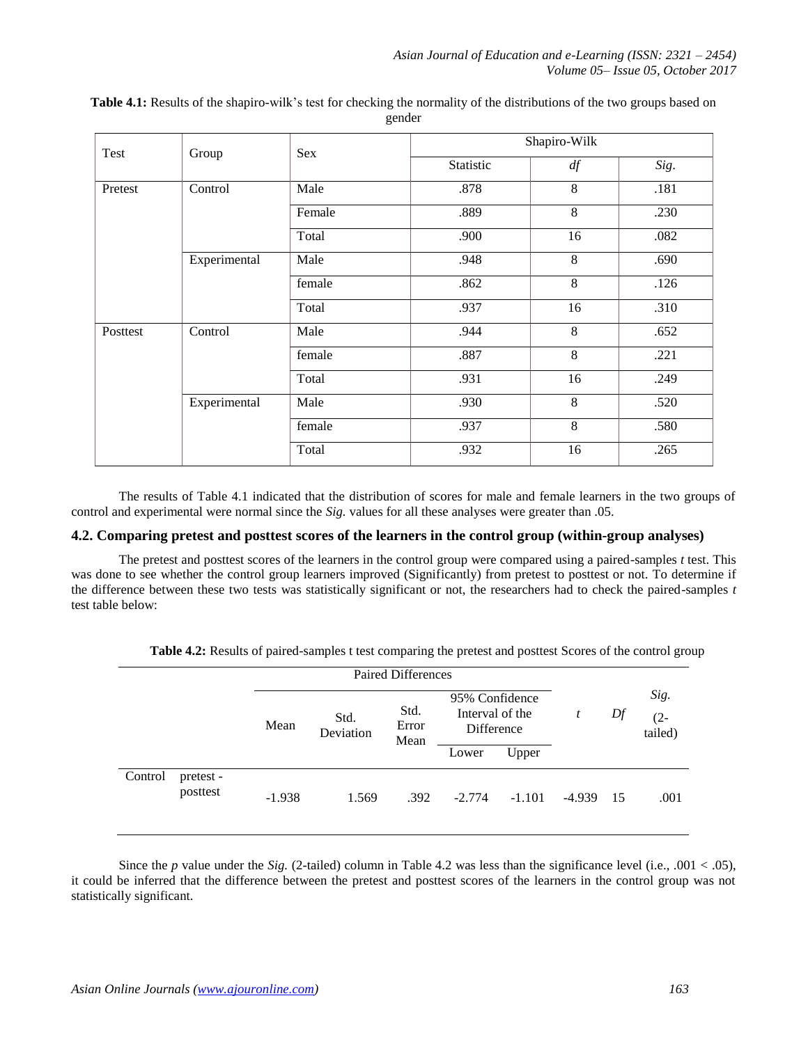**Table 4.1:** Results of the shapiro-wilk's test for checking the normality of the distributions of the two groups based on gender

| Test | Group | Sex | Shapiro-Wilk | | |
|---|---|---|---|---|---|
| | | | Statistic | *df* | *Sig.* |
| Pretest | Control | Male | .878 | 8 | .181 |
| | | Female | .889 | 8 | .230 |
| | | Total | .900 | 16 | .082 |
| | Experimental | Male | .948 | 8 | .690 |
| | | female | .862 | 8 | .126 |
| | | Total | .937 | 16 | .310 |
| Posttest | Control | Male | .944 | 8 | .652 |
| | | female | .887 | 8 | .221 |
| | | Total | .931 | 16 | .249 |
| | Experimental | Male | .930 | 8 | .520 |
| | | female | .937 | 8 | .580 |
| | | Total | .932 | 16 | .265 |

The results of Table 4.1 indicated that the distribution of scores for male and female learners in the two groups of control and experimental were normal since the *Sig.* values for all these analyses were greater than .05.

### 4.2. Comparing pretest and posttest scores of the learners in the control group (within-group analyses)

The pretest and posttest scores of the learners in the control group were compared using a paired-samples *t* test. This was done to see whether the control group learners improved (Significantly) from pretest to posttest or not. To determine if the difference between these two tests was statistically significant or not, the researchers had to check the paired-samples *t* test table below:

**Table 4.2:** Results of paired-samples t test comparing the pretest and posttest Scores of the control group

| | | Paired Differences | | | | | | | |
|---|---|---|---|---|---|---|---|---|---|
| | | Mean | Std. Deviation | Std. Error Mean | 95% Confidence Interval of the Difference | | *t* | *Df* | *Sig.* (2-tailed) |
| | | | | | Lower | Upper | | | |
| Control | pretest - posttest | -1.938 | 1.569 | .392 | -2.774 | -1.101 | -4.939 | 15 | .001 |

Since the *p* value under the *Sig.* (2-tailed) column in Table 4.2 was less than the significance level (i.e., .001 < .05), it could be inferred that the difference between the pretest and posttest scores of the learners in the control group was not statistically significant.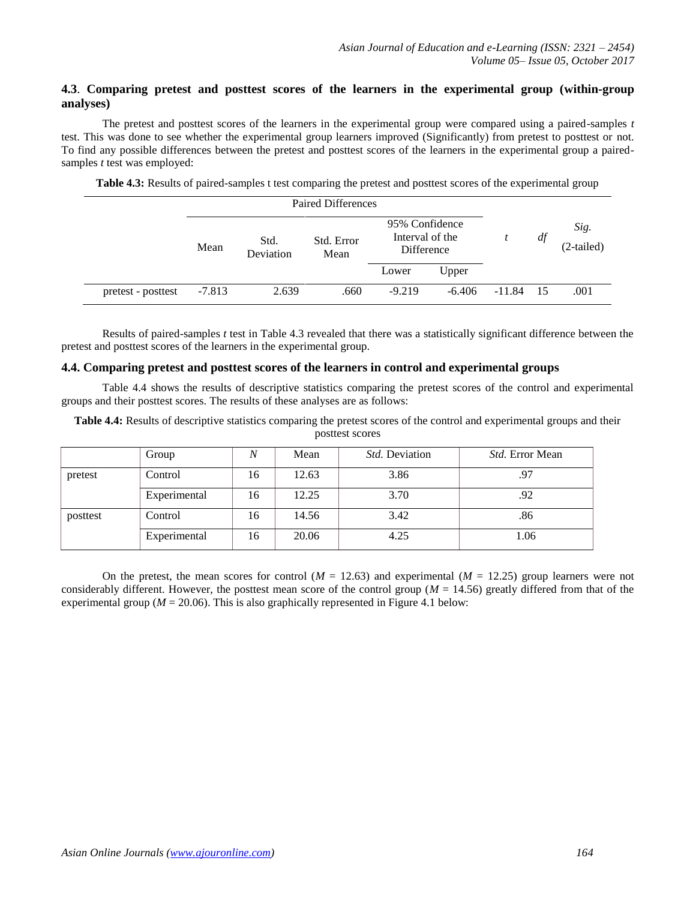### 4.3. Comparing pretest and posttest scores of the learners in the experimental group (within-group analyses)

The pretest and posttest scores of the learners in the experimental group were compared using a paired-samples *t* test. This was done to see whether the experimental group learners improved (Significantly) from pretest to posttest or not. To find any possible differences between the pretest and posttest scores of the learners in the experimental group a paired-samples *t* test was employed:

**Table 4.3:** Results of paired-samples t test comparing the pretest and posttest scores of the experimental group

| | Paired Differences | | | | | *t* | *df* | *Sig.* (2-tailed) |
|---|---|---|---|---|---|---|---|---|
| | Mean | Std. Deviation | Std. Error Mean | 95% Confidence Interval of the Difference | | | | |
| | | | | Lower | Upper | | | |
| pretest - posttest | -7.813 | 2.639 | .660 | -9.219 | -6.406 | -11.84 | 15 | .001 |

Results of paired-samples *t* test in Table 4.3 revealed that there was a statistically significant difference between the pretest and posttest scores of the learners in the experimental group.

### 4.4. Comparing pretest and posttest scores of the learners in control and experimental groups

Table 4.4 shows the results of descriptive statistics comparing the pretest scores of the control and experimental groups and their posttest scores. The results of these analyses are as follows:

**Table 4.4:** Results of descriptive statistics comparing the pretest scores of the control and experimental groups and their posttest scores

| | Group | *N* | Mean | *Std.* Deviation | *Std.* Error Mean |
|---|---|---|---|---|---|
| pretest | Control | 16 | 12.63 | 3.86 | .97 |
| | Experimental | 16 | 12.25 | 3.70 | .92 |
| posttest | Control | 16 | 14.56 | 3.42 | .86 |
| | Experimental | 16 | 20.06 | 4.25 | 1.06 |

On the pretest, the mean scores for control ($M$ = 12.63) and experimental ($M$ = 12.25) group learners were not considerably different. However, the posttest mean score of the control group ($M$ = 14.56) greatly differed from that of the experimental group ($M$ = 20.06). This is also graphically represented in Figure 4.1 below: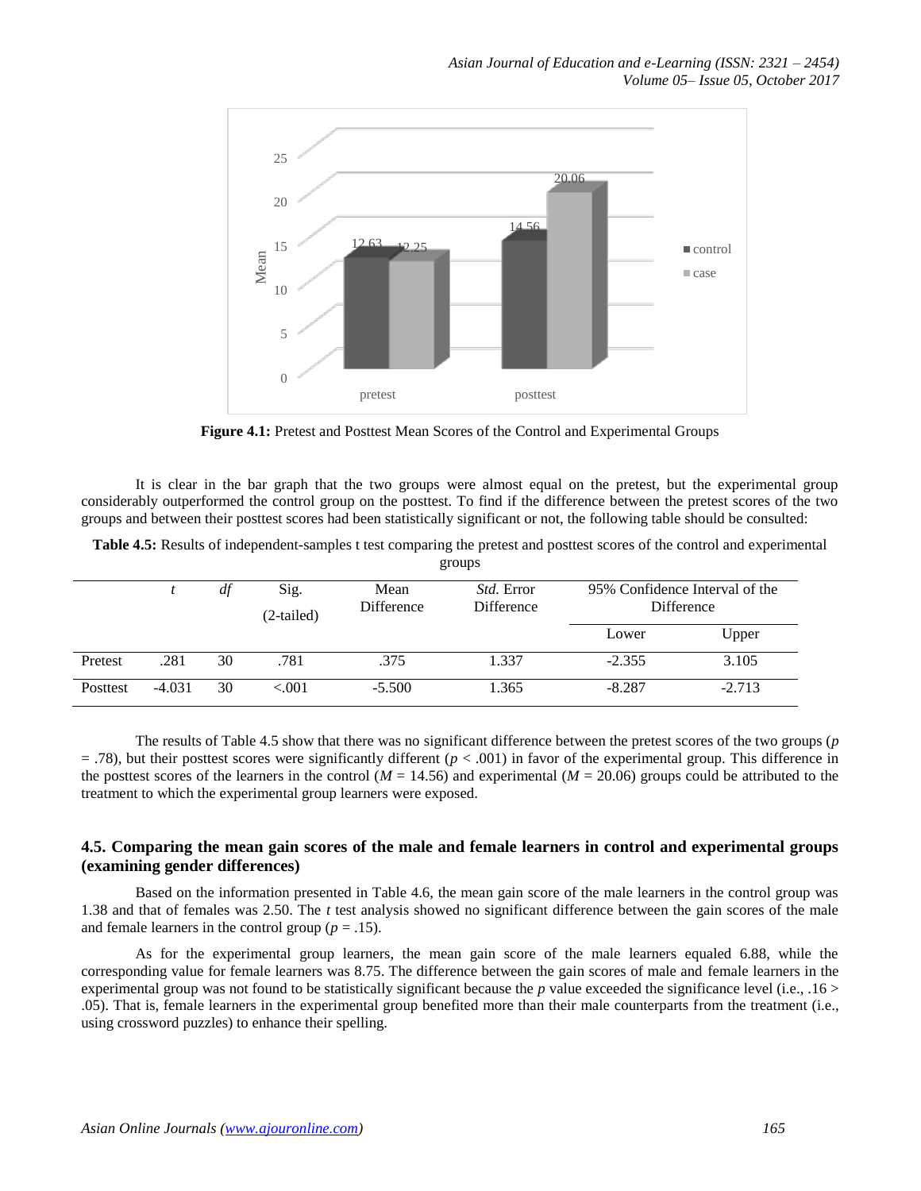**Figure 4.1:** Pretest and Posttest Mean Scores of the Control and Experimental Groups

It is clear in the bar graph that the two groups were almost equal on the pretest, but the experimental group considerably outperformed the control group on the posttest. To find if the difference between the pretest scores of the two groups and between their posttest scores had been statistically significant or not, the following table should be consulted:

**Table 4.5:** Results of independent-samples t test comparing the pretest and posttest scores of the control and experimental groups

| | *t* | *df* | Sig. (2-tailed) | Mean Difference | *Std.* Error Difference | 95% Confidence Interval of the Difference | |
|---|---|---|---|---|---|---|---|
| | | | | | | Lower | Upper |
| Pretest | .281 | 30 | .781 | .375 | 1.337 | -2.355 | 3.105 |
| Posttest | -4.031 | 30 | <.001 | -5.500 | 1.365 | -8.287 | -2.713 |

The results of Table 4.5 show that there was no significant difference between the pretest scores of the two groups ($p = .78$), but their posttest scores were significantly different ($p < .001$) in favor of the experimental group. This difference in the posttest scores of the learners in the control ($M = 14.56$) and experimental ($M = 20.06$) groups could be attributed to the treatment to which the experimental group learners were exposed.

### 4.5. Comparing the mean gain scores of the male and female learners in control and experimental groups (examining gender differences)

Based on the information presented in Table 4.6, the mean gain score of the male learners in the control group was 1.38 and that of females was 2.50. The *t* test analysis showed no significant difference between the gain scores of the male and female learners in the control group ($p = .15$).

As for the experimental group learners, the mean gain score of the male learners equaled 6.88, while the corresponding value for female learners was 8.75. The difference between the gain scores of male and female learners in the experimental group was not found to be statistically significant because the *p* value exceeded the significance level (i.e., $.16 > .05$). That is, female learners in the experimental group benefited more than their male counterparts from the treatment (i.e., using crossword puzzles) to enhance their spelling.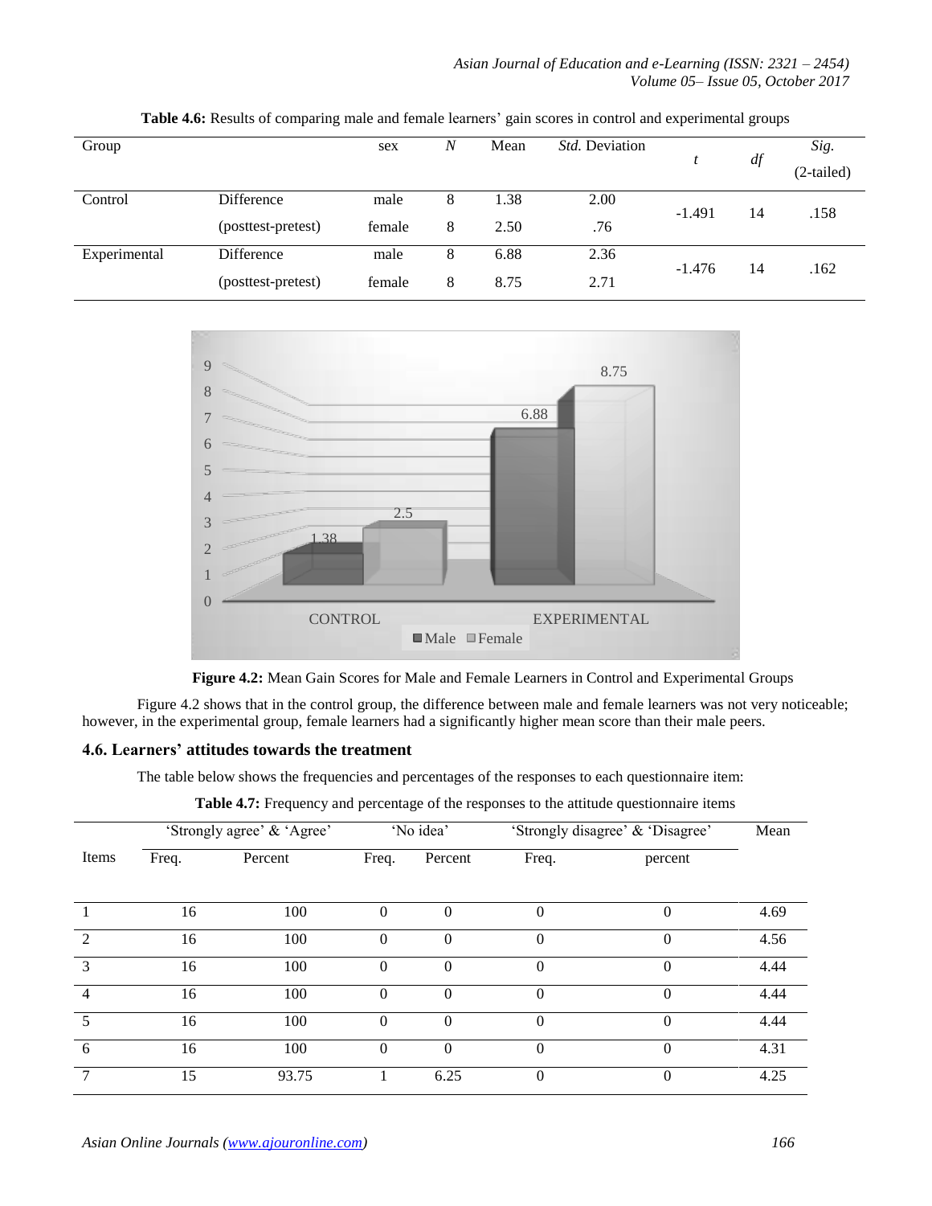**Table 4.6:** Results of comparing male and female learners' gain scores in control and experimental groups

| Group | | sex | *N* | Mean | *Std.* Deviation | *t* | *df* | *Sig.* (2-tailed) |
|---|---|---|---|---|---|---|---|---|
| Control | Difference | male | 8 | 1.38 | 2.00 | -1.491 | 14 | .158 |
| | (posttest-pretest) | female | 8 | 2.50 | .76 | | | |
| Experimental | Difference | male | 8 | 6.88 | 2.36 | -1.476 | 14 | .162 |
| | (posttest-pretest) | female | 8 | 8.75 | 2.71 | | | |

**Figure 4.2:** Mean Gain Scores for Male and Female Learners in Control and Experimental Groups

Figure 4.2 shows that in the control group, the difference between male and female learners was not very noticeable; however, in the experimental group, female learners had a significantly higher mean score than their male peers.

### 4.6. Learners' attitudes towards the treatment

The table below shows the frequencies and percentages of the responses to each questionnaire item:

**Table 4.7:** Frequency and percentage of the responses to the attitude questionnaire items

| Items | 'Strongly agree' & 'Agree' | | 'No idea' | | 'Strongly disagree' & 'Disagree' | | Mean |
|---|---|---|---|---|---|---|---|
| | Freq. | Percent | Freq. | Percent | Freq. | percent | |
| 1 | 16 | 100 | 0 | 0 | 0 | 0 | 4.69 |
| 2 | 16 | 100 | 0 | 0 | 0 | 0 | 4.56 |
| 3 | 16 | 100 | 0 | 0 | 0 | 0 | 4.44 |
| 4 | 16 | 100 | 0 | 0 | 0 | 0 | 4.44 |
| 5 | 16 | 100 | 0 | 0 | 0 | 0 | 4.44 |
| 6 | 16 | 100 | 0 | 0 | 0 | 0 | 4.31 |
| 7 | 15 | 93.75 | 1 | 6.25 | 0 | 0 | 4.25 |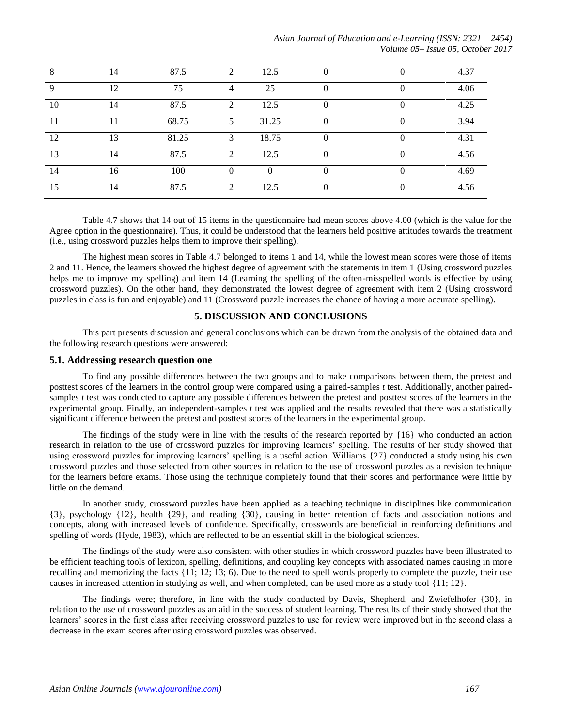| 8 | 14 | 87.5 | 2 | 12.5 | 0 | 0 | 4.37 |
|---|---|---|---|---|---|---|---|
| 9 | 12 | 75 | 4 | 25 | 0 | 0 | 4.06 |
| 10 | 14 | 87.5 | 2 | 12.5 | 0 | 0 | 4.25 |
| 11 | 11 | 68.75 | 5 | 31.25 | 0 | 0 | 3.94 |
| 12 | 13 | 81.25 | 3 | 18.75 | 0 | 0 | 4.31 |
| 13 | 14 | 87.5 | 2 | 12.5 | 0 | 0 | 4.56 |
| 14 | 16 | 100 | 0 | 0 | 0 | 0 | 4.69 |
| 15 | 14 | 87.5 | 2 | 12.5 | 0 | 0 | 4.56 |

Table 4.7 shows that 14 out of 15 items in the questionnaire had mean scores above 4.00 (which is the value for the Agree option in the questionnaire). Thus, it could be understood that the learners held positive attitudes towards the treatment (i.e., using crossword puzzles helps them to improve their spelling).

The highest mean scores in Table 4.7 belonged to items 1 and 14, while the lowest mean scores were those of items 2 and 11. Hence, the learners showed the highest degree of agreement with the statements in item 1 (Using crossword puzzles helps me to improve my spelling) and item 14 (Learning the spelling of the often-misspelled words is effective by using crossword puzzles). On the other hand, they demonstrated the lowest degree of agreement with item 2 (Using crossword puzzles in class is fun and enjoyable) and 11 (Crossword puzzle increases the chance of having a more accurate spelling).

## 5. DISCUSSION AND CONCLUSIONS

This part presents discussion and general conclusions which can be drawn from the analysis of the obtained data and the following research questions were answered:

### 5.1. Addressing research question one

To find any possible differences between the two groups and to make comparisons between them, the pretest and posttest scores of the learners in the control group were compared using a paired-samples *t* test. Additionally, another paired-samples *t* test was conducted to capture any possible differences between the pretest and posttest scores of the learners in the experimental group. Finally, an independent-samples *t* test was applied and the results revealed that there was a statistically significant difference between the pretest and posttest scores of the learners in the experimental group.

The findings of the study were in line with the results of the research reported by {16} who conducted an action research in relation to the use of crossword puzzles for improving learners' spelling. The results of her study showed that using crossword puzzles for improving learners' spelling is a useful action. Williams {27} conducted a study using his own crossword puzzles and those selected from other sources in relation to the use of crossword puzzles as a revision technique for the learners before exams. Those using the technique completely found that their scores and performance were little by little on the demand.

In another study, crossword puzzles have been applied as a teaching technique in disciplines like communication {3}, psychology {12}, health {29}, and reading {30}, causing in better retention of facts and association notions and concepts, along with increased levels of confidence. Specifically, crosswords are beneficial in reinforcing definitions and spelling of words (Hyde, 1983), which are reflected to be an essential skill in the biological sciences.

The findings of the study were also consistent with other studies in which crossword puzzles have been illustrated to be efficient teaching tools of lexicon, spelling, definitions, and coupling key concepts with associated names causing in more recalling and memorizing the facts {11; 12; 13; 6). Due to the need to spell words properly to complete the puzzle, their use causes in increased attention in studying as well, and when completed, can be used more as a study tool {11; 12}.

The findings were; therefore, in line with the study conducted by Davis, Shepherd, and Zwiefelhofer {30}, in relation to the use of crossword puzzles as an aid in the success of student learning. The results of their study showed that the learners' scores in the first class after receiving crossword puzzles to use for review were improved but in the second class a decrease in the exam scores after using crossword puzzles was observed.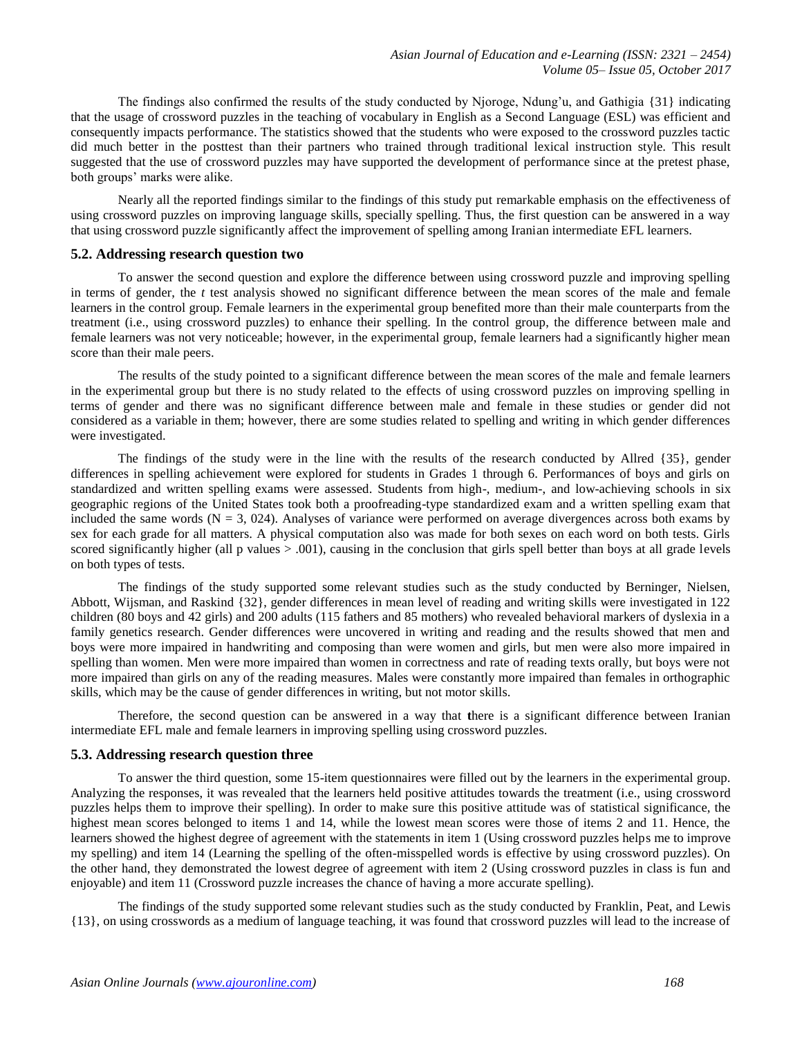The findings also confirmed the results of the study conducted by Njoroge, Ndung'u, and Gathigia {31} indicating that the usage of crossword puzzles in the teaching of vocabulary in English as a Second Language (ESL) was efficient and consequently impacts performance. The statistics showed that the students who were exposed to the crossword puzzles tactic did much better in the posttest than their partners who trained through traditional lexical instruction style. This result suggested that the use of crossword puzzles may have supported the development of performance since at the pretest phase, both groups' marks were alike.

Nearly all the reported findings similar to the findings of this study put remarkable emphasis on the effectiveness of using crossword puzzles on improving language skills, specially spelling. Thus, the first question can be answered in a way that using crossword puzzle significantly affect the improvement of spelling among Iranian intermediate EFL learners.

### 5.2. Addressing research question two

To answer the second question and explore the difference between using crossword puzzle and improving spelling in terms of gender, the *t* test analysis showed no significant difference between the mean scores of the male and female learners in the control group. Female learners in the experimental group benefited more than their male counterparts from the treatment (i.e., using crossword puzzles) to enhance their spelling. In the control group, the difference between male and female learners was not very noticeable; however, in the experimental group, female learners had a significantly higher mean score than their male peers.

The results of the study pointed to a significant difference between the mean scores of the male and female learners in the experimental group but there is no study related to the effects of using crossword puzzles on improving spelling in terms of gender and there was no significant difference between male and female in these studies or gender did not considered as a variable in them; however, there are some studies related to spelling and writing in which gender differences were investigated.

The findings of the study were in the line with the results of the research conducted by Allred {35}, gender differences in spelling achievement were explored for students in Grades 1 through 6. Performances of boys and girls on standardized and written spelling exams were assessed. Students from high-, medium-, and low-achieving schools in six geographic regions of the United States took both a proofreading-type standardized exam and a written spelling exam that included the same words (N = 3, 024). Analyses of variance were performed on average divergences across both exams by sex for each grade for all matters. A physical computation also was made for both sexes on each word on both tests. Girls scored significantly higher (all p values > .001), causing in the conclusion that girls spell better than boys at all grade levels on both types of tests.

The findings of the study supported some relevant studies such as the study conducted by Berninger, Nielsen, Abbott, Wijsman, and Raskind {32}, gender differences in mean level of reading and writing skills were investigated in 122 children (80 boys and 42 girls) and 200 adults (115 fathers and 85 mothers) who revealed behavioral markers of dyslexia in a family genetics research. Gender differences were uncovered in writing and reading and the results showed that men and boys were more impaired in handwriting and composing than were women and girls, but men were also more impaired in spelling than women. Men were more impaired than women in correctness and rate of reading texts orally, but boys were not more impaired than girls on any of the reading measures. Males were constantly more impaired than females in orthographic skills, which may be the cause of gender differences in writing, but not motor skills.

Therefore, the second question can be answered in a way that there is a significant difference between Iranian intermediate EFL male and female learners in improving spelling using crossword puzzles.

### 5.3. Addressing research question three

To answer the third question, some 15-item questionnaires were filled out by the learners in the experimental group. Analyzing the responses, it was revealed that the learners held positive attitudes towards the treatment (i.e., using crossword puzzles helps them to improve their spelling). In order to make sure this positive attitude was of statistical significance, the highest mean scores belonged to items 1 and 14, while the lowest mean scores were those of items 2 and 11. Hence, the learners showed the highest degree of agreement with the statements in item 1 (Using crossword puzzles helps me to improve my spelling) and item 14 (Learning the spelling of the often-misspelled words is effective by using crossword puzzles). On the other hand, they demonstrated the lowest degree of agreement with item 2 (Using crossword puzzles in class is fun and enjoyable) and item 11 (Crossword puzzle increases the chance of having a more accurate spelling).

The findings of the study supported some relevant studies such as the study conducted by Franklin, Peat, and Lewis {13}, on using crosswords as a medium of language teaching, it was found that crossword puzzles will lead to the increase of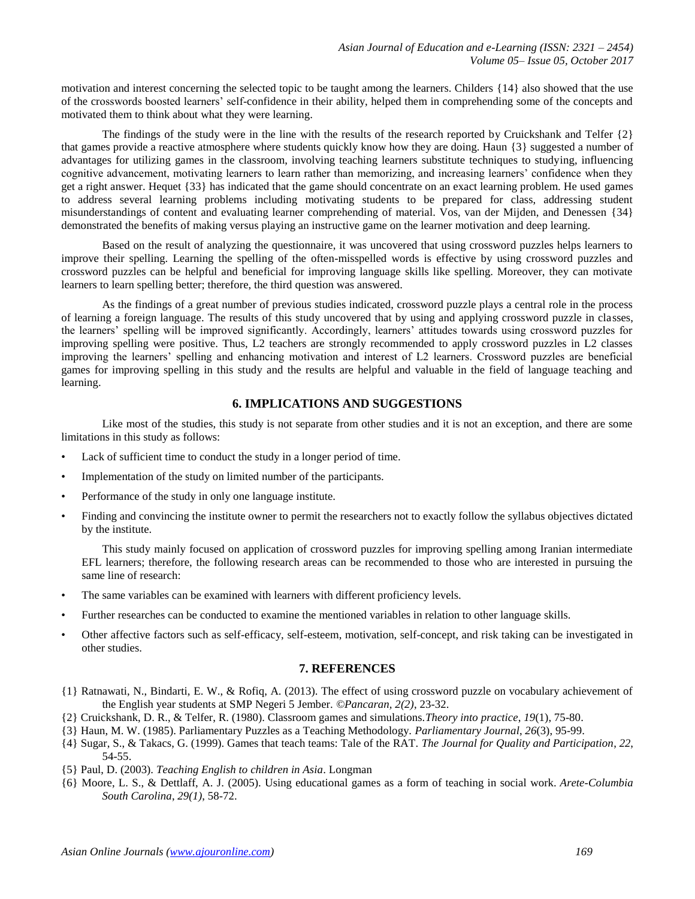motivation and interest concerning the selected topic to be taught among the learners. Childers {14} also showed that the use of the crosswords boosted learners' self-confidence in their ability, helped them in comprehending some of the concepts and motivated them to think about what they were learning.

The findings of the study were in the line with the results of the research reported by Cruickshank and Telfer {2} that games provide a reactive atmosphere where students quickly know how they are doing. Haun {3} suggested a number of advantages for utilizing games in the classroom, involving teaching learners substitute techniques to studying, influencing cognitive advancement, motivating learners to learn rather than memorizing, and increasing learners' confidence when they get a right answer. Hequet {33} has indicated that the game should concentrate on an exact learning problem. He used games to address several learning problems including motivating students to be prepared for class, addressing student misunderstandings of content and evaluating learner comprehending of material. Vos, van der Mijden, and Denessen {34} demonstrated the benefits of making versus playing an instructive game on the learner motivation and deep learning.

Based on the result of analyzing the questionnaire, it was uncovered that using crossword puzzles helps learners to improve their spelling. Learning the spelling of the often-misspelled words is effective by using crossword puzzles and crossword puzzles can be helpful and beneficial for improving language skills like spelling. Moreover, they can motivate learners to learn spelling better; therefore, the third question was answered.

As the findings of a great number of previous studies indicated, crossword puzzle plays a central role in the process of learning a foreign language. The results of this study uncovered that by using and applying crossword puzzle in classes, the learners' spelling will be improved significantly. Accordingly, learners' attitudes towards using crossword puzzles for improving spelling were positive. Thus, L2 teachers are strongly recommended to apply crossword puzzles in L2 classes improving the learners' spelling and enhancing motivation and interest of L2 learners. Crossword puzzles are beneficial games for improving spelling in this study and the results are helpful and valuable in the field of language teaching and learning.

## 6. IMPLICATIONS AND SUGGESTIONS

Like most of the studies, this study is not separate from other studies and it is not an exception, and there are some limitations in this study as follows:

- Lack of sufficient time to conduct the study in a longer period of time.
- Implementation of the study on limited number of the participants.
- Performance of the study in only one language institute.
- Finding and convincing the institute owner to permit the researchers not to exactly follow the syllabus objectives dictated by the institute.

This study mainly focused on application of crossword puzzles for improving spelling among Iranian intermediate EFL learners; therefore, the following research areas can be recommended to those who are interested in pursuing the same line of research:

- The same variables can be examined with learners with different proficiency levels.
- Further researches can be conducted to examine the mentioned variables in relation to other language skills.
- Other affective factors such as self-efficacy, self-esteem, motivation, self-concept, and risk taking can be investigated in other studies.

## 7. REFERENCES

{1} Ratnawati, N., Bindarti, E. W., & Rofiq, A. (2013). The effect of using crossword puzzle on vocabulary achievement of the English year students at SMP Negeri 5 Jember. *©Pancaran, 2(2)*, 23-32.

{2} Cruickshank, D. R., & Telfer, R. (1980). Classroom games and simulations.*Theory into practice*, *19*(1), 75-80.

{3} Haun, M. W. (1985). Parliamentary Puzzles as a Teaching Methodology. *Parliamentary Journal*, *26*(3), 95-99.

{4} Sugar, S., & Takacs, G. (1999). Games that teach teams: Tale of the RAT. *The Journal for Quality and Participation*, *22*, 54-55.

{5} Paul, D. (2003). *Teaching English to children in Asia*. Longman

{6} Moore, L. S., & Dettlaff, A. J. (2005). Using educational games as a form of teaching in social work. *Arete-Columbia South Carolina*, *29(1)*, 58-72.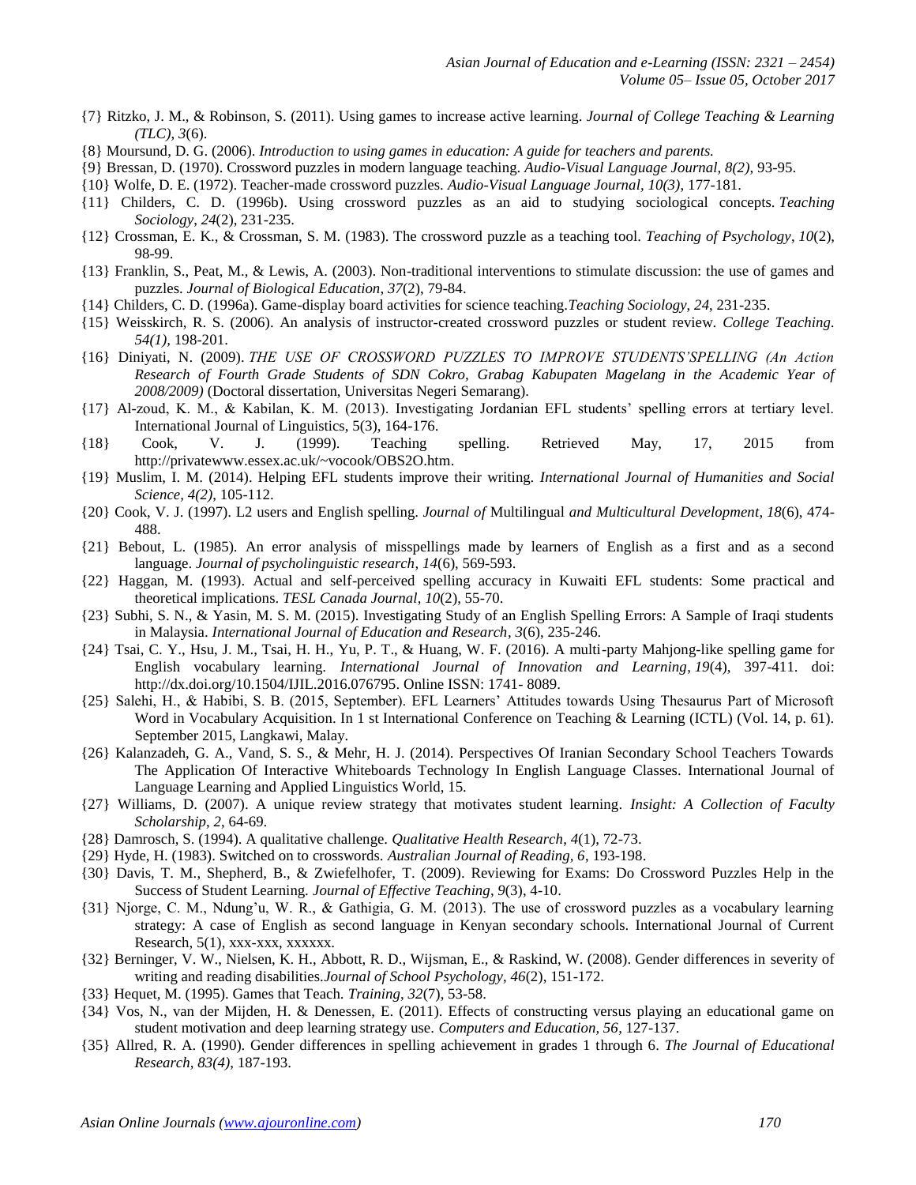{7} Ritzko, J. M., & Robinson, S. (2011). Using games to increase active learning. *Journal of College Teaching & Learning (TLC)*, *3*(6).

{8} Moursund, D. G. (2006). *Introduction to using games in education: A guide for teachers and parents.*

{9} Bressan, D. (1970). Crossword puzzles in modern language teaching. *Audio-Visual Language Journal, 8(2)*, 93-95.

{10} Wolfe, D. E. (1972). Teacher-made crossword puzzles. *Audio-Visual Language Journal, 10(3)*, 177-181.

{11} Childers, C. D. (1996b). Using crossword puzzles as an aid to studying sociological concepts. *Teaching Sociology*, *24*(2), 231-235.

{12} Crossman, E. K., & Crossman, S. M. (1983). The crossword puzzle as a teaching tool. *Teaching of Psychology*, *10*(2), 98-99.

{13} Franklin, S., Peat, M., & Lewis, A. (2003). Non-traditional interventions to stimulate discussion: the use of games and puzzles. *Journal of Biological Education*, *37*(2), 79-84.

{14} Childers, C. D. (1996a). Game-display board activities for science teaching.*Teaching Sociology, 24*, 231-235.

{15} Weisskirch, R. S. (2006). An analysis of instructor-created crossword puzzles or student review. *College Teaching. 54(1),* 198-201.

{16} Diniyati, N. (2009). *THE USE OF CROSSWORD PUZZLES TO IMPROVE STUDENTS'SPELLING (An Action Research of Fourth Grade Students of SDN Cokro, Grabag Kabupaten Magelang in the Academic Year of 2008/2009)* (Doctoral dissertation, Universitas Negeri Semarang).

{17} Al-zoud, K. M., & Kabilan, K. M. (2013). Investigating Jordanian EFL students' spelling errors at tertiary level. International Journal of Linguistics, 5(3), 164-176.

{18} Cook, V. J. (1999). Teaching spelling. Retrieved May, 17, 2015 from http://privatewww.essex.ac.uk/~vocook/OBS2O.htm.

{19} Muslim, I. M. (2014). Helping EFL students improve their writing. *International Journal of Humanities and Social Science, 4(2)*, 105-112.

{20} Cook, V. J. (1997). L2 users and English spelling. *Journal of* Multilingual *and Multicultural Development*, *18*(6), 474-488.

{21} Bebout, L. (1985). An error analysis of misspellings made by learners of English as a first and as a second language. *Journal of psycholinguistic research*, *14*(6), 569-593.

{22} Haggan, M. (1993). Actual and self-perceived spelling accuracy in Kuwaiti EFL students: Some practical and theoretical implications. *TESL Canada Journal*, *10*(2), 55-70.

{23} Subhi, S. N., & Yasin, M. S. M. (2015). Investigating Study of an English Spelling Errors: A Sample of Iraqi students in Malaysia. *International Journal of Education and Research*, *3*(6), 235-246.

{24} Tsai, C. Y., Hsu, J. M., Tsai, H. H., Yu, P. T., & Huang, W. F. (2016). A multi-party Mahjong-like spelling game for English vocabulary learning. *International Journal of Innovation and Learning*, *19*(4), 397-411. doi: http://dx.doi.org/10.1504/IJIL.2016.076795. Online ISSN: 1741- 8089.

{25} Salehi, H., & Habibi, S. B. (2015, September). EFL Learners' Attitudes towards Using Thesaurus Part of Microsoft Word in Vocabulary Acquisition. In 1 st International Conference on Teaching & Learning (ICTL) (Vol. 14, p. 61). September 2015, Langkawi, Malay.

{26} Kalanzadeh, G. A., Vand, S. S., & Mehr, H. J. (2014). Perspectives Of Iranian Secondary School Teachers Towards The Application Of Interactive Whiteboards Technology In English Language Classes. International Journal of Language Learning and Applied Linguistics World, 15.

{27} Williams, D. (2007). A unique review strategy that motivates student learning. *Insight: A Collection of Faculty Scholarship*, *2*, 64-69.

{28} Damrosch, S. (1994). A qualitative challenge. *Qualitative Health Research, 4*(1), 72-73.

{29} Hyde, H. (1983). Switched on to crosswords. *Australian Journal of Reading, 6*, 193-198.

{30} Davis, T. M., Shepherd, B., & Zwiefelhofer, T. (2009). Reviewing for Exams: Do Crossword Puzzles Help in the Success of Student Learning. *Journal of Effective Teaching*, *9*(3), 4-10.

{31} Njorge, C. M., Ndung'u, W. R., & Gathigia, G. M. (2013). The use of crossword puzzles as a vocabulary learning strategy: A case of English as second language in Kenyan secondary schools. International Journal of Current Research, 5(1), xxx-xxx, xxxxxx.

{32} Berninger, V. W., Nielsen, K. H., Abbott, R. D., Wijsman, E., & Raskind, W. (2008). Gender differences in severity of writing and reading disabilities.*Journal of School Psychology*, *46*(2), 151-172.

{33} Hequet, M. (1995). Games that Teach. *Training, 32*(7), 53-58.

{34} Vos, N., van der Mijden, H. & Denessen, E. (2011). Effects of constructing versus playing an educational game on student motivation and deep learning strategy use. *Computers and Education, 56*, 127-137.

{35} Allred, R. A. (1990). Gender differences in spelling achievement in grades 1 through 6. *The Journal of Educational Research, 83(4)*, 187-193.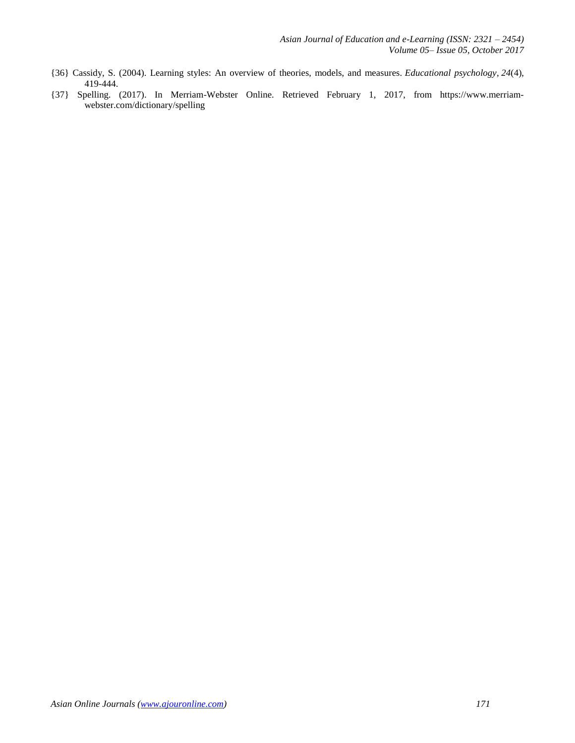{36} Cassidy, S. (2004). Learning styles: An overview of theories, models, and measures. *Educational psychology*, *24*(4), 419-444.

{37} Spelling. (2017). In Merriam-Webster Online. Retrieved February 1, 2017, from https://www.merriam-webster.com/dictionary/spelling